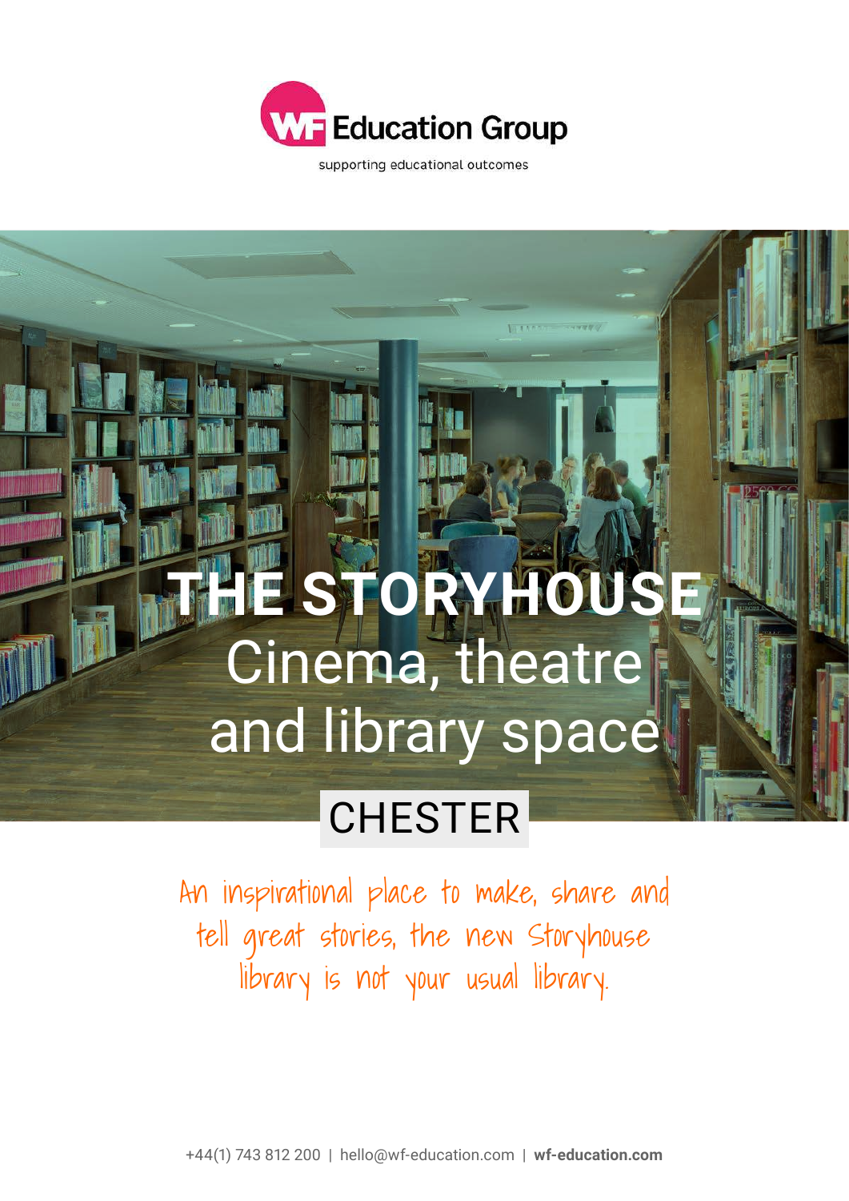WF Education Group

supporting educational outcomes

# THE STORYHOUSE

## Cinema, theatre and library space

## CHESTER

*An inspirational place to make, share and tell great stories, the new Storyhouse library is not your usual library.*

+44(1) 743 812 200 | hello@wf-education.com | **wf-education.com**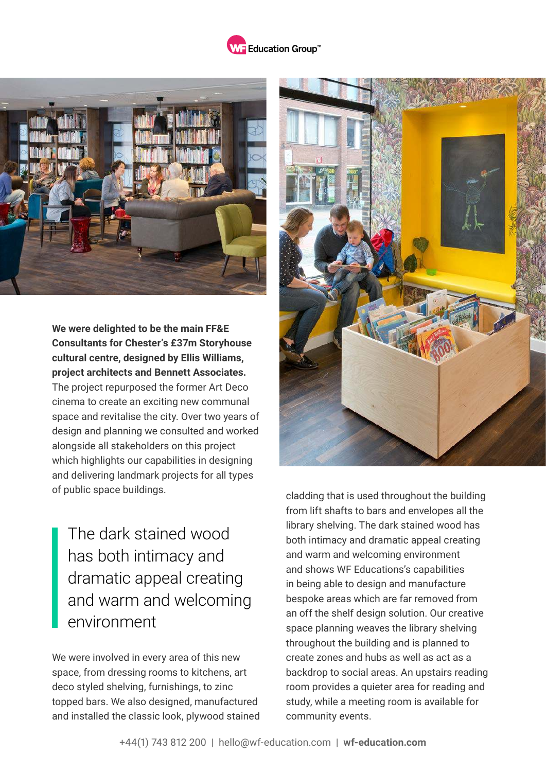**We were delighted to be the main FF&E Consultants for Chester's £37m Storyhouse cultural centre, designed by Ellis Williams, project architects and Bennett Associates.** The project repurposed the former Art Deco cinema to create an exciting new communal space and revitalise the city. Over two years of design and planning we consulted and worked alongside all stakeholders on this project which highlights our capabilities in designing and delivering landmark projects for all types of public space buildings.

> The dark stained wood has both intimacy and dramatic appeal creating and warm and welcoming environment

We were involved in every area of this new space, from dressing rooms to kitchens, art deco styled shelving, furnishings, to zinc topped bars. We also designed, manufactured and installed the classic look, plywood stained cladding that is used throughout the building from lift shafts to bars and envelopes all the library shelving. The dark stained wood has both intimacy and dramatic appeal creating and warm and welcoming environment and shows WF Educations's capabilities in being able to design and manufacture bespoke areas which are far removed from an off the shelf design solution. Our creative space planning weaves the library shelving throughout the building and is planned to create zones and hubs as well as act as a backdrop to social areas. An upstairs reading room provides a quieter area for reading and study, while a meeting room is available for community events.

+44(1) 743 812 200 | hello@wf-education.com | **wf-education.com**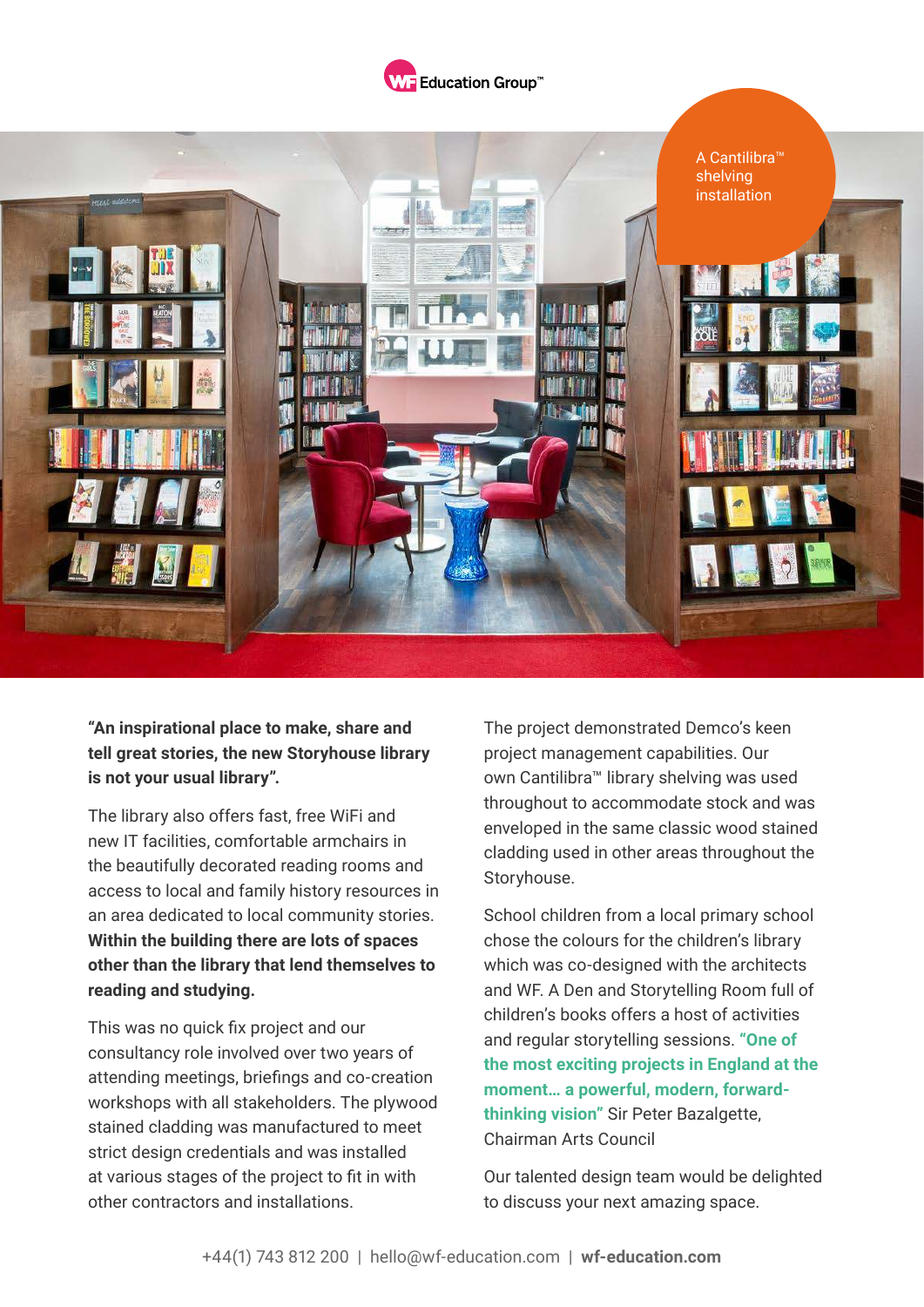WF Education Group™

A Cantilibra™ shelving installation

**"An inspirational place to make, share and tell great stories, the new Storyhouse library is not your usual library".**

The library also offers fast, free WiFi and new IT facilities, comfortable armchairs in the beautifully decorated reading rooms and access to local and family history resources in an area dedicated to local community stories. **Within the building there are lots of spaces other than the library that lend themselves to reading and studying.**

This was no quick fix project and our consultancy role involved over two years of attending meetings, briefings and co-creation workshops with all stakeholders. The plywood stained cladding was manufactured to meet strict design credentials and was installed at various stages of the project to fit in with other contractors and installations.

The project demonstrated Demco's keen project management capabilities. Our own Cantilibra™ library shelving was used throughout to accommodate stock and was enveloped in the same classic wood stained cladding used in other areas throughout the Storyhouse.

School children from a local primary school chose the colours for the children's library which was co-designed with the architects and WF. A Den and Storytelling Room full of children's books offers a host of activities and regular storytelling sessions. **"One of the most exciting projects in England at the moment… a powerful, modern, forward-thinking vision"** Sir Peter Bazalgette, Chairman Arts Council

Our talented design team would be delighted to discuss your next amazing space.

+44(1) 743 812 200 | hello@wf-education.com | **wf-education.com**